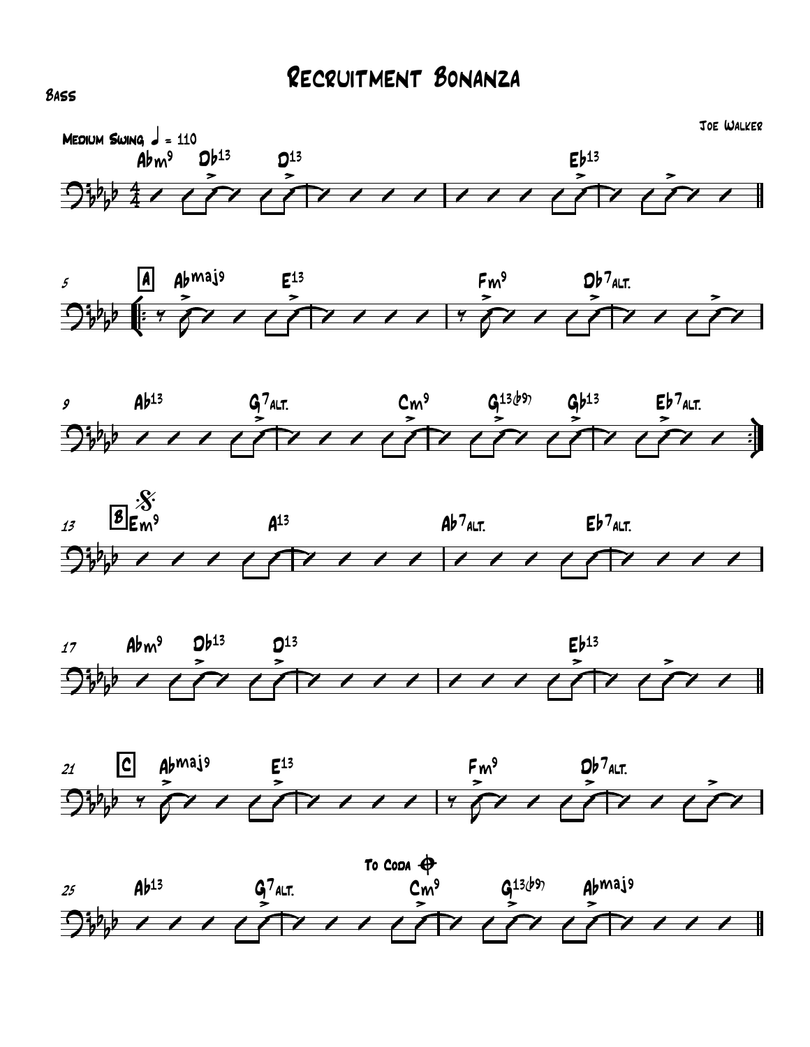# Recruitment Bonanza

Bass

Joe Walker

Medium Swing ♩ = 110

Abm9 Db13 D13 | Eb13 ||

5 [A] Abmaj9 E13 | Fm9 Db7alt. |

9 Ab13 G7alt. | Cm9 G13(b9) Gb13 Eb7alt. :|

13 [B] Em9 A13 | Ab7alt. Eb7alt. |

17 Abm9 Db13 D13 | Eb13 ||

21 [C] Abmaj9 E13 | Fm9 Db7alt. |

25 Ab13 G7alt. | To Coda Cm9 G13(b9) Abmaj9 ||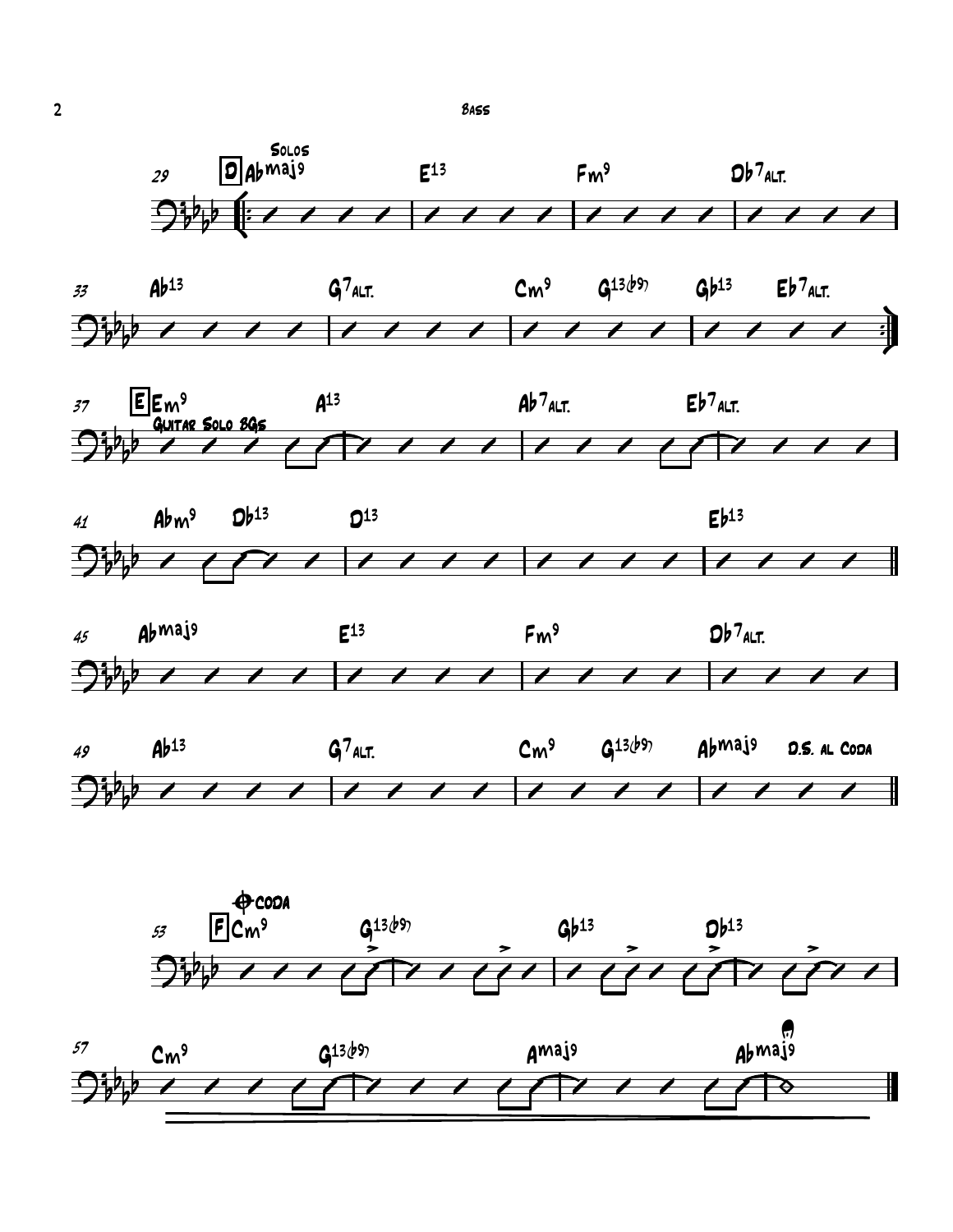**D** Solos

29 Abmaj9 | E13 | Fm9 | Db7alt.

33 Ab13 | G7alt. | Cm9 G13(b9) | Gb13 Eb7alt.

**E** Guitar Solo BGs

37 Em9 | A13 | Ab7alt. | Eb7alt.

41 Abm9 Db13 | D13 | | Eb13

45 Abmaj9 | E13 | Fm9 | Db7alt.

49 Ab13 | G7alt. | Cm9 G13(b9) | Abmaj9 D.S. al Coda

**F** Coda

53 Cm9 | G13(b9) | Gb13 | Db13

57 Cm9 | G13(b9) | Amaj9 | Abmaj9